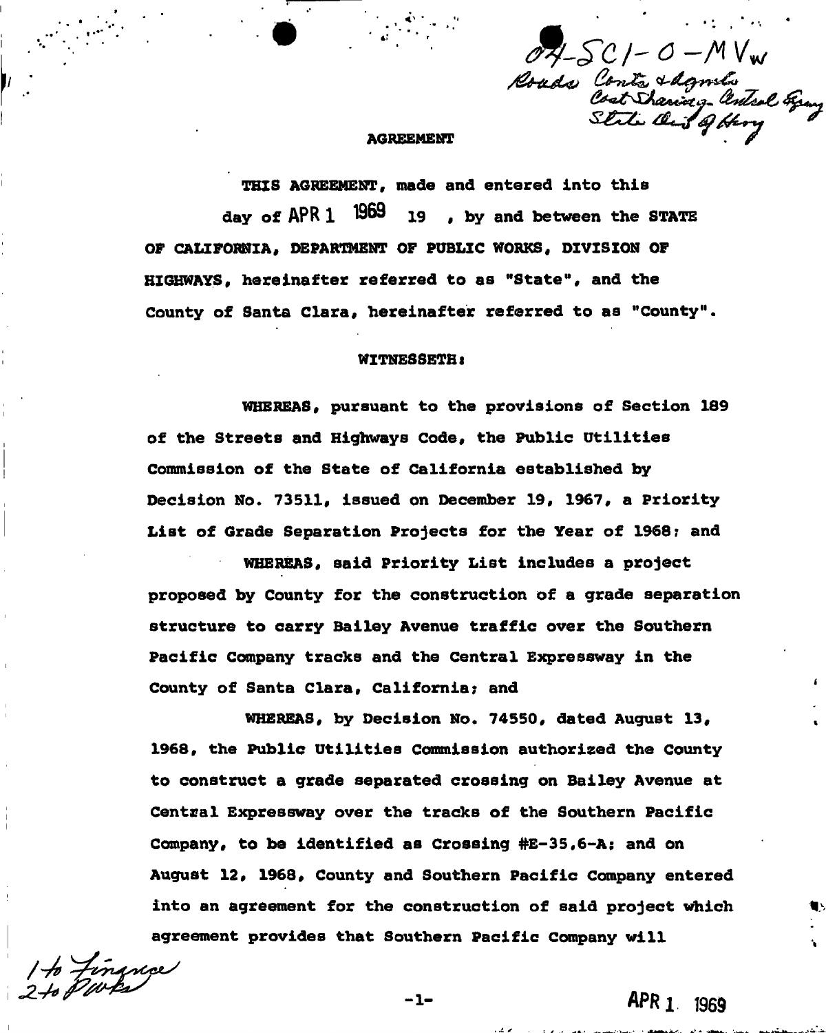04-SCl-0-MVw
Roads Contr & Agmts
Cost Sharing - Central Expwy
State Div of Hwy

## AGREEMENT

THIS AGREEMENT, made and entered into this day of APR 1 1969 19 , by and between the STATE OF CALIFORNIA, DEPARTMENT OF PUBLIC WORKS, DIVISION OF HIGHWAYS, hereinafter referred to as "State", and the County of Santa Clara, hereinafter referred to as "County".

WITNESSETH:

WHEREAS, pursuant to the provisions of Section 189 of the Streets and Highways Code, the Public Utilities Commission of the State of California established by Decision No. 73511, issued on December 19, 1967, a Priority List of Grade Separation Projects for the Year of 1968; and

WHEREAS, said Priority List includes a project proposed by County for the construction of a grade separation structure to carry Bailey Avenue traffic over the Southern Pacific Company tracks and the Central Expressway in the County of Santa Clara, California; and

WHEREAS, by Decision No. 74550, dated August 13, 1968, the Public Utilities Commission authorized the County to construct a grade separated crossing on Bailey Avenue at Central Expressway over the tracks of the Southern Pacific Company, to be identified as Crossing #E-35.6-A; and on August 12, 1968, County and Southern Pacific Company entered into an agreement for the construction of said project which agreement provides that Southern Pacific Company will

1 to Finance
2 to Pwks

APR 1 1969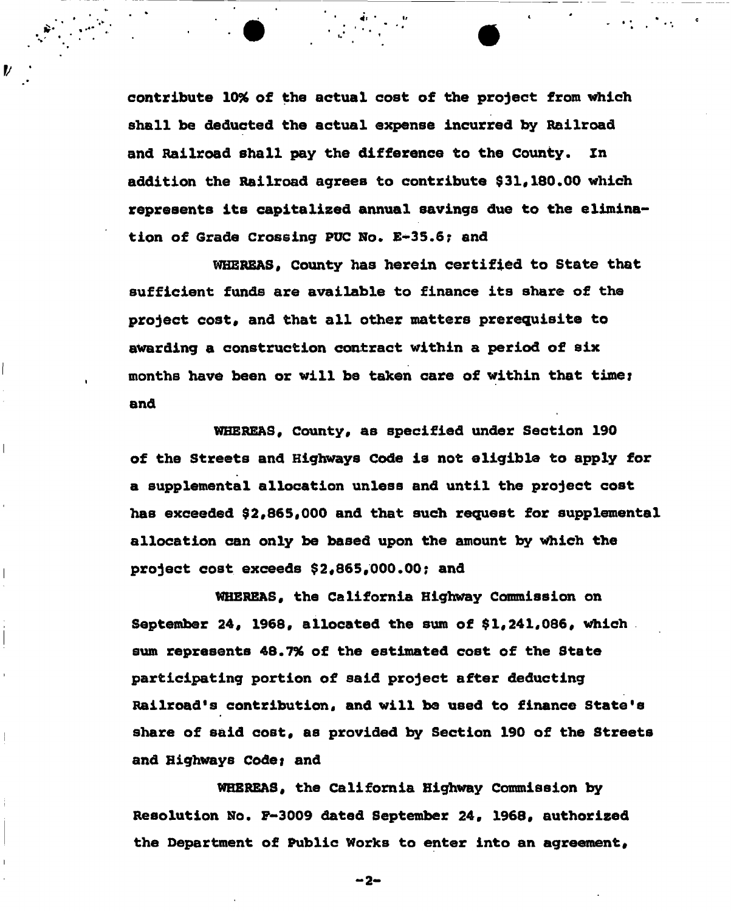contribute 10% of the actual cost of the project from which shall be deducted the actual expense incurred by Railroad and Railroad shall pay the difference to the County. In addition the Railroad agrees to contribute $31,180.00 which represents its capitalized annual savings due to the elimination of Grade Crossing PUC No. E-35.6; and

WHEREAS, County has herein certified to State that sufficient funds are available to finance its share of the project cost, and that all other matters prerequisite to awarding a construction contract within a period of six months have been or will be taken care of within that time; and

WHEREAS, County, as specified under Section 190 of the Streets and Highways Code is not eligible to apply for a supplemental allocation unless and until the project cost has exceeded $2,865,000 and that such request for supplemental allocation can only be based upon the amount by which the project cost exceeds $2,865,000.00; and

WHEREAS, the California Highway Commission on September 24, 1968, allocated the sum of $1,241,086, which sum represents 48.7% of the estimated cost of the State participating portion of said project after deducting Railroad's contribution, and will be used to finance State's share of said cost, as provided by Section 190 of the Streets and Highways Code; and

WHEREAS, the California Highway Commission by Resolution No. F-3009 dated September 24, 1968, authorized the Department of Public Works to enter into an agreement,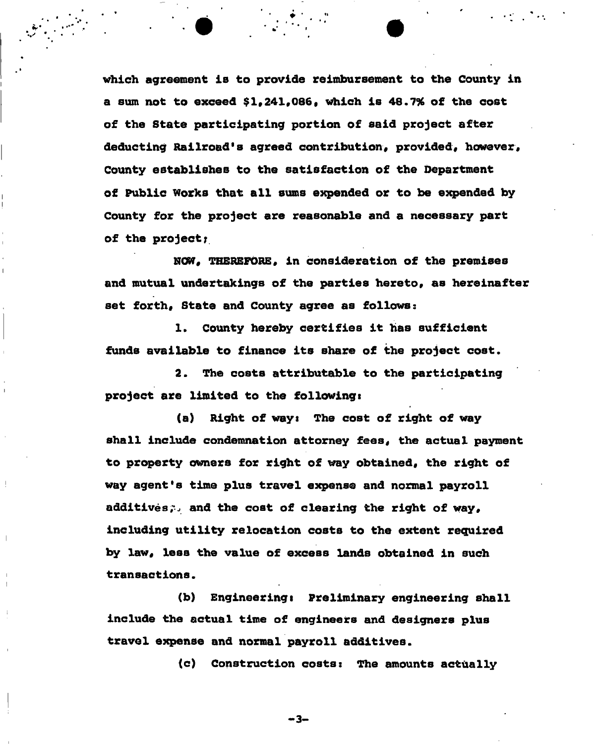which agreement is to provide reimbursement to the County in a sum not to exceed $1,241,086, which is 48.7% of the cost of the State participating portion of said project after deducting Railroad's agreed contribution, provided, however, County establishes to the satisfaction of the Department of Public Works that all sums expended or to be expended by County for the project are reasonable and a necessary part of the project;

NOW, THEREFORE, in consideration of the premises and mutual undertakings of the parties hereto, as hereinafter set forth, State and County agree as follows:

1. County hereby certifies it has sufficient funds available to finance its share of the project cost.

2. The costs attributable to the participating project are limited to the following:

(a) Right of way: The cost of right of way shall include condemnation attorney fees, the actual payment to property owners for right of way obtained, the right of way agent's time plus travel expense and normal payroll additives, and the cost of clearing the right of way, including utility relocation costs to the extent required by law, less the value of excess lands obtained in such transactions.

(b) Engineering: Preliminary engineering shall include the actual time of engineers and designers plus travel expense and normal payroll additives.

(c) Construction costs: The amounts actually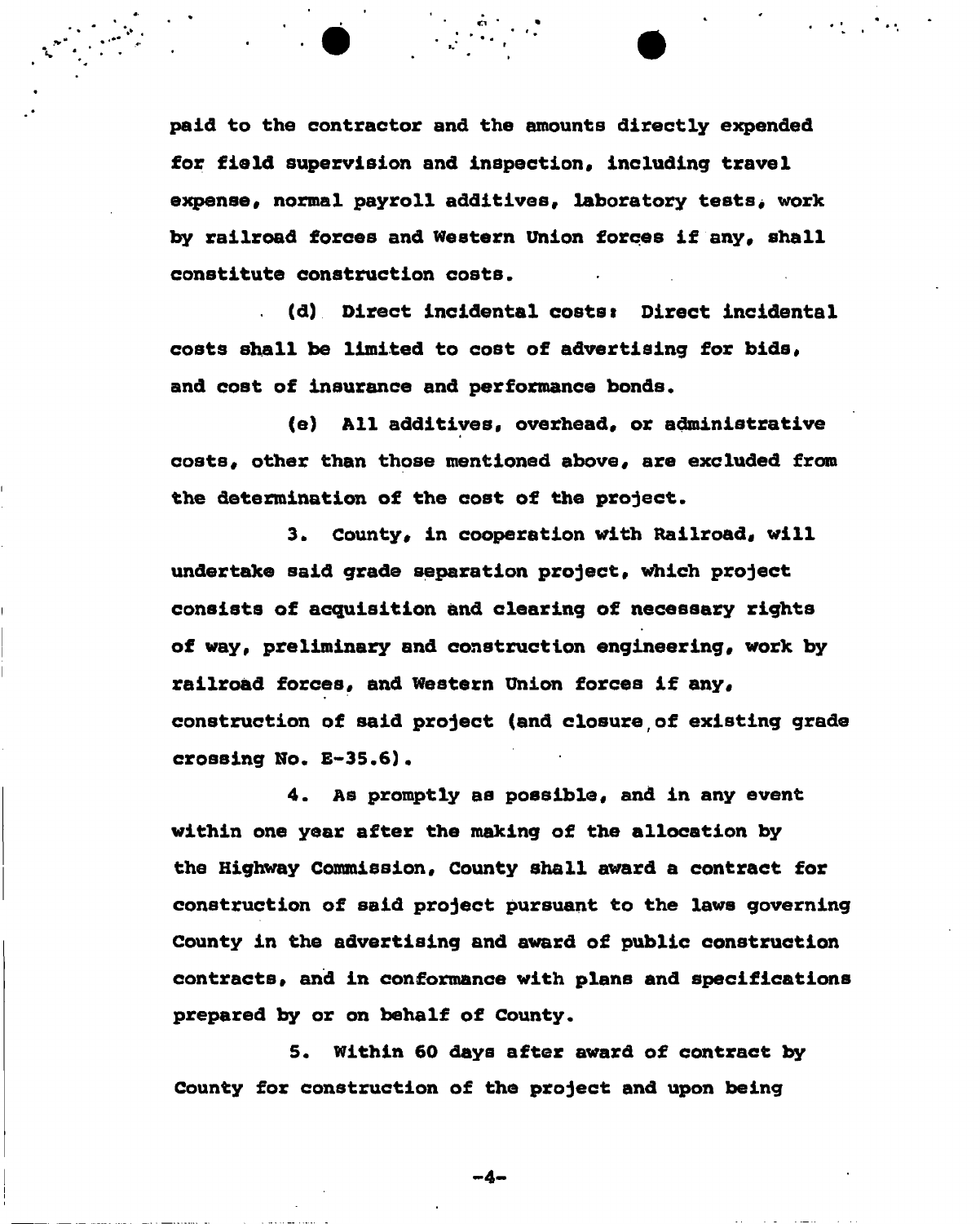paid to the contractor and the amounts directly expended for field supervision and inspection, including travel expense, normal payroll additives, laboratory tests, work by railroad forces and Western Union forces if any, shall constitute construction costs.

(d) Direct incidental costs: Direct incidental costs shall be limited to cost of advertising for bids, and cost of insurance and performance bonds.

(e) All additives, overhead, or administrative costs, other than those mentioned above, are excluded from the determination of the cost of the project.

3. County, in cooperation with Railroad, will undertake said grade separation project, which project consists of acquisition and clearing of necessary rights of way, preliminary and construction engineering, work by railroad forces, and Western Union forces if any, construction of said project (and closure of existing grade crossing No. E-35.6).

4. As promptly as possible, and in any event within one year after the making of the allocation by the Highway Commission, County shall award a contract for construction of said project pursuant to the laws governing County in the advertising and award of public construction contracts, and in conformance with plans and specifications prepared by or on behalf of County.

5. Within 60 days after award of contract by County for construction of the project and upon being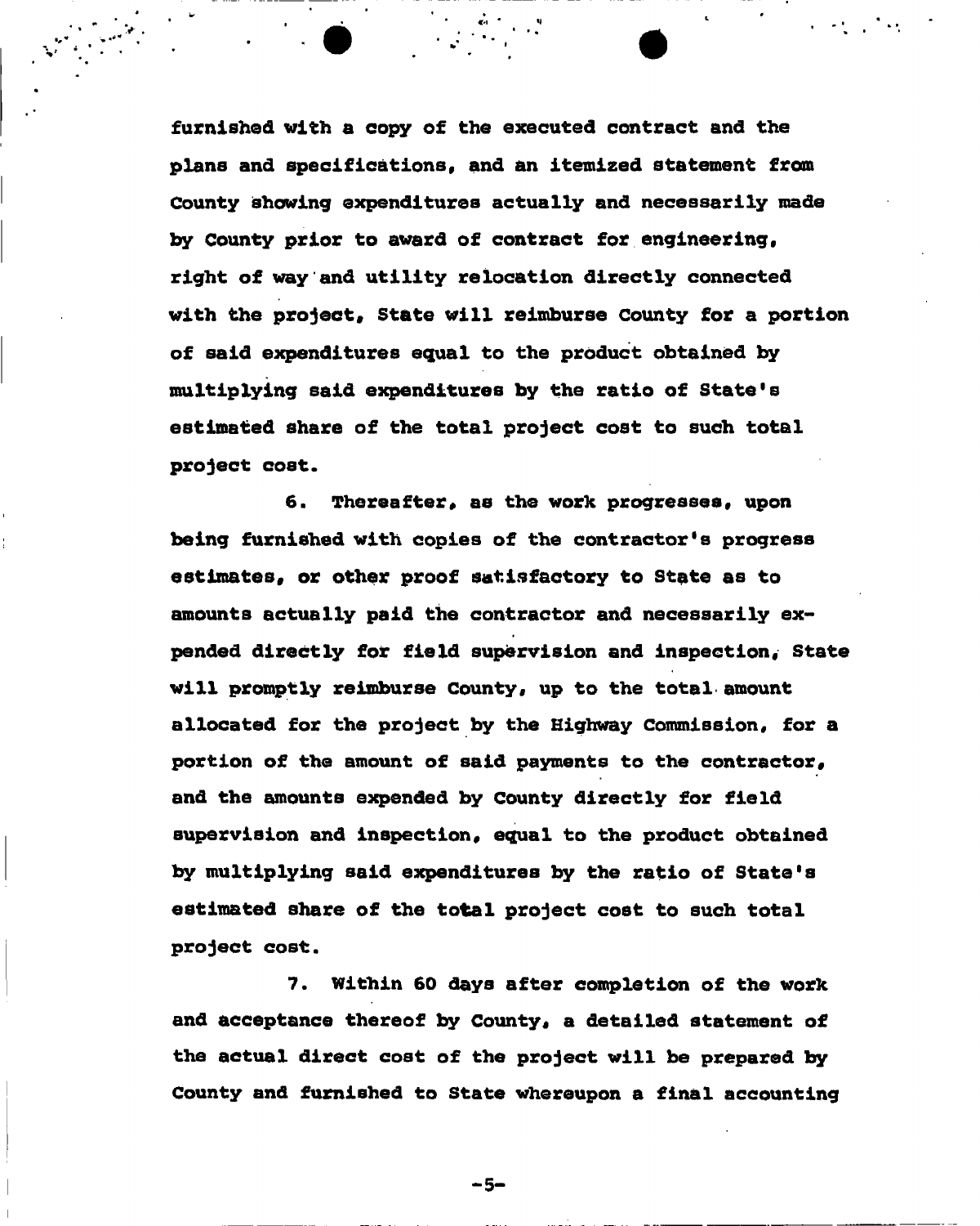furnished with a copy of the executed contract and the plans and specifications, and an itemized statement from County showing expenditures actually and necessarily made by County prior to award of contract for engineering, right of way and utility relocation directly connected with the project, State will reimburse County for a portion of said expenditures equal to the product obtained by multiplying said expenditures by the ratio of State's estimated share of the total project cost to such total project cost.

6. Thereafter, as the work progresses, upon being furnished with copies of the contractor's progress estimates, or other proof satisfactory to State as to amounts actually paid the contractor and necessarily expended directly for field supervision and inspection, State will promptly reimburse County, up to the total amount allocated for the project by the Highway Commission, for a portion of the amount of said payments to the contractor, and the amounts expended by County directly for field supervision and inspection, equal to the product obtained by multiplying said expenditures by the ratio of State's estimated share of the total project cost to such total project cost.

7. Within 60 days after completion of the work and acceptance thereof by County, a detailed statement of the actual direct cost of the project will be prepared by County and furnished to State whereupon a final accounting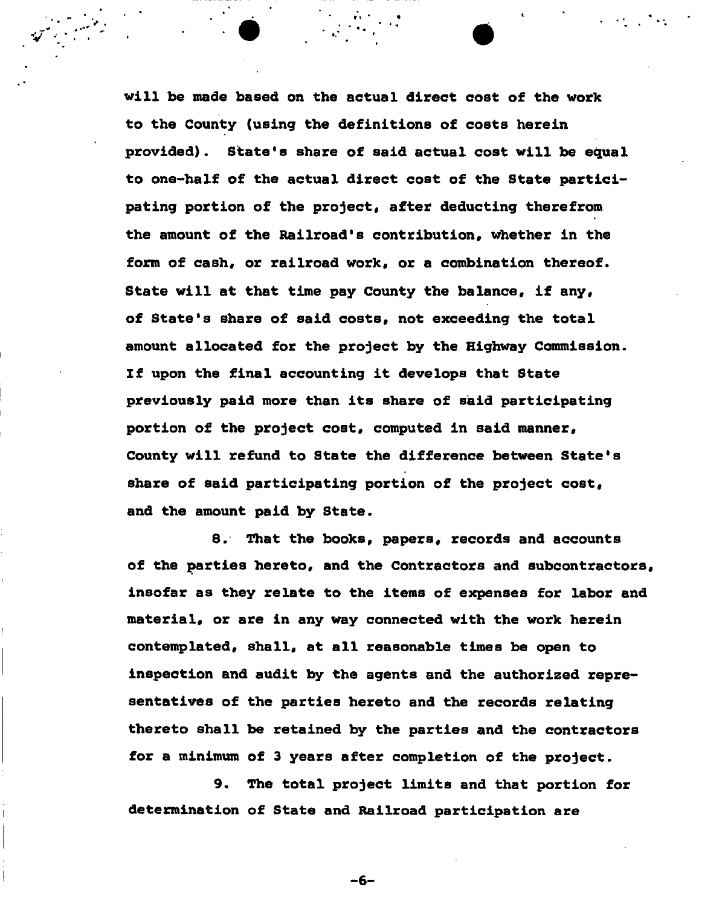will be made based on the actual direct cost of the work to the County (using the definitions of costs herein provided). State's share of said actual cost will be equal to one-half of the actual direct cost of the State participating portion of the project, after deducting therefrom the amount of the Railroad's contribution, whether in the form of cash, or railroad work, or a combination thereof. State will at that time pay County the balance, if any, of State's share of said costs, not exceeding the total amount allocated for the project by the Highway Commission. If upon the final accounting it develops that State previously paid more than its share of said participating portion of the project cost, computed in said manner, County will refund to State the difference between State's share of said participating portion of the project cost, and the amount paid by State.

8. That the books, papers, records and accounts of the parties hereto, and the Contractors and subcontractors, insofar as they relate to the items of expenses for labor and material, or are in any way connected with the work herein contemplated, shall, at all reasonable times be open to inspection and audit by the agents and the authorized representatives of the parties hereto and the records relating thereto shall be retained by the parties and the contractors for a minimum of 3 years after completion of the project.

9. The total project limits and that portion for determination of State and Railroad participation are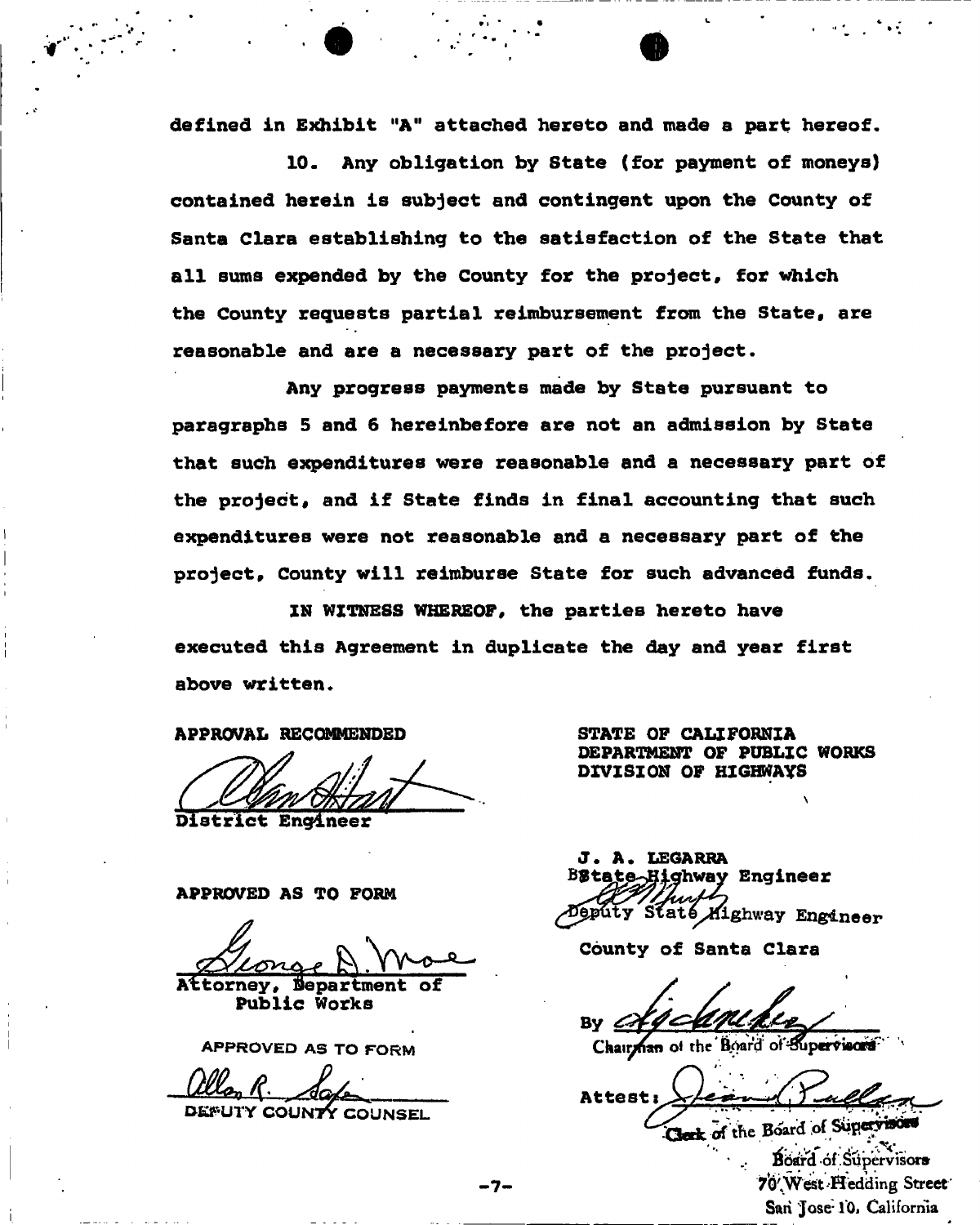defined in Exhibit "A" attached hereto and made a part hereof.

10. Any obligation by State (for payment of moneys) contained herein is subject and contingent upon the County of Santa Clara establishing to the satisfaction of the State that all sums expended by the County for the project, for which the County requests partial reimbursement from the State, are reasonable and are a necessary part of the project.

Any progress payments made by State pursuant to paragraphs 5 and 6 hereinbefore are not an admission by State that such expenditures were reasonable and a necessary part of the project, and if State finds in final accounting that such expenditures were not reasonable and a necessary part of the project, County will reimburse State for such advanced funds.

IN WITNESS WHEREOF, the parties hereto have executed this Agreement in duplicate the day and year first above written.

APPROVAL RECOMMENDED

District Engineer

APPROVED AS TO FORM

Attorney, Department of Public Works

APPROVED AS TO FORM

DEPUTY COUNTY COUNSEL

STATE OF CALIFORNIA
DEPARTMENT OF PUBLIC WORKS
DIVISION OF HIGHWAYS

J. A. LEGARRA
State Highway Engineer

Deputy State Highway Engineer

County of Santa Clara

By

Chairman of the Board of Supervisors

Attest:

Clerk of the Board of Supervisors

Board of Supervisors
70 West Hedding Street
San Jose 10, California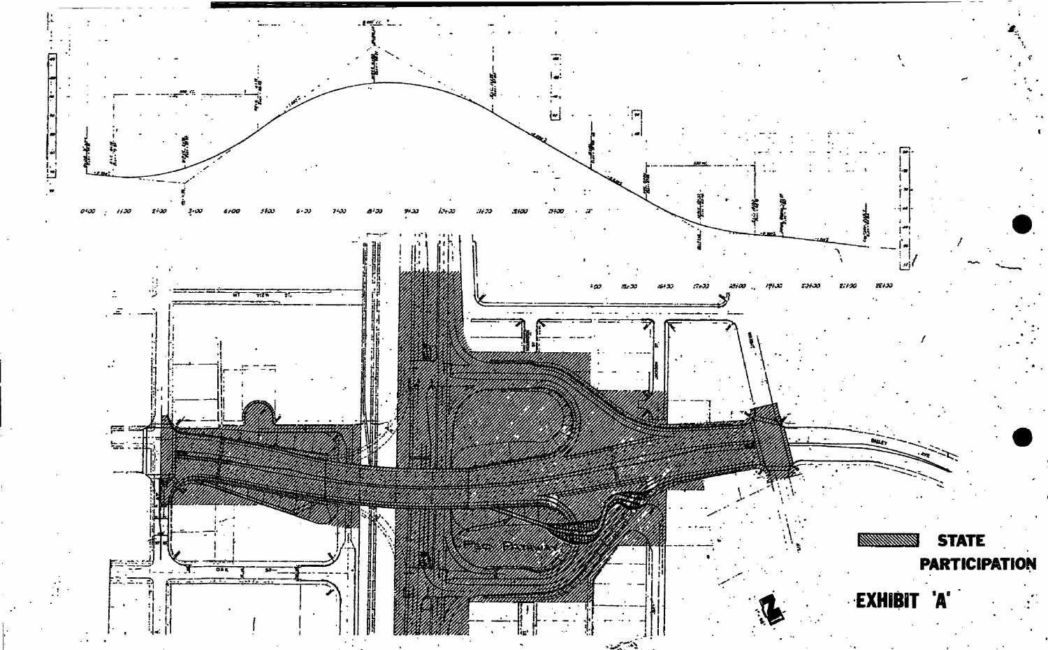STATE PARTICIPATION

EXHIBIT 'A'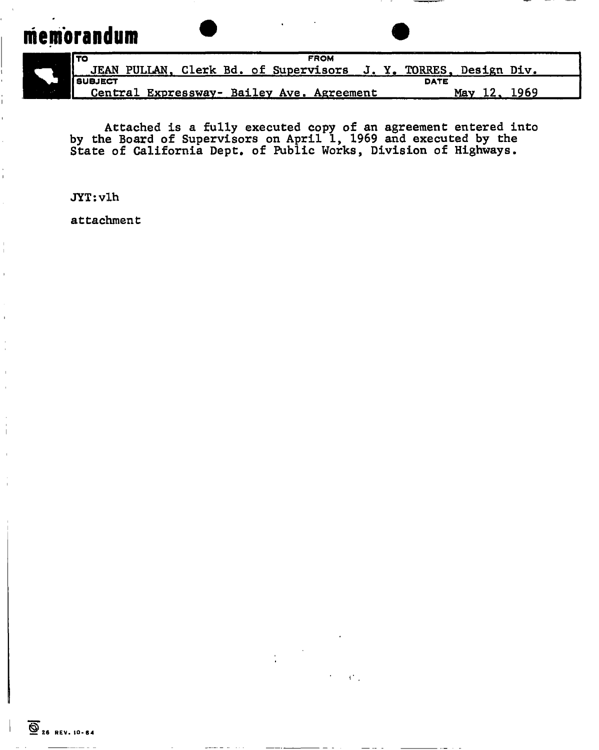# memorandum

| TO | FROM |
| --- | --- |
| JEAN PULLAN, Clerk Bd. of Supervisors | J. Y. TORRES, Design Div. |
| **SUBJECT** | **DATE** |
| Central Expressway- Bailey Ave. Agreement | May 12, 1969 |

Attached is a fully executed copy of an agreement entered into by the Board of Supervisors on April 1, 1969 and executed by the State of California Dept. of Public Works, Division of Highways.

JYT:vlh

attachment

26 REV. 10-64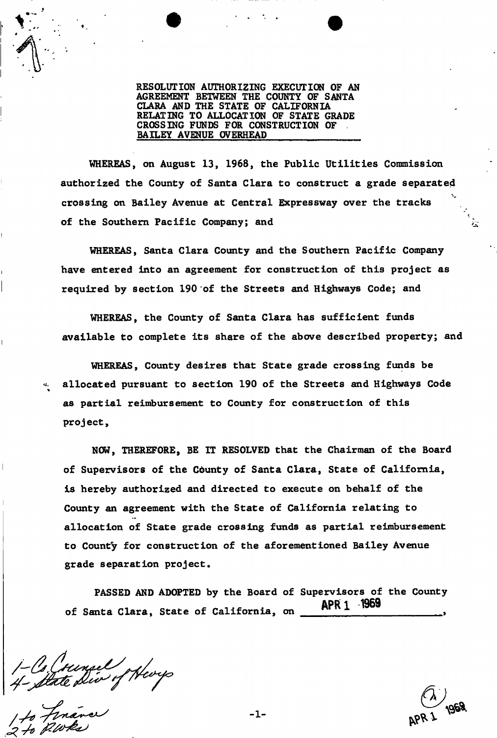**RESOLUTION AUTHORIZING EXECUTION OF AN AGREEMENT BETWEEN THE COUNTY OF SANTA CLARA AND THE STATE OF CALIFORNIA RELATING TO ALLOCATION OF STATE GRADE CROSSING FUNDS FOR CONSTRUCTION OF BAILEY AVENUE OVERHEAD**

WHEREAS, on August 13, 1968, the Public Utilities Commission authorized the County of Santa Clara to construct a grade separated crossing on Bailey Avenue at Central Expressway over the tracks of the Southern Pacific Company; and

WHEREAS, Santa Clara County and the Southern Pacific Company have entered into an agreement for construction of this project as required by section 190 of the Streets and Highways Code; and

WHEREAS, the County of Santa Clara has sufficient funds available to complete its share of the above described property; and

WHEREAS, County desires that State grade crossing funds be allocated pursuant to section 190 of the Streets and Highways Code as partial reimbursement to County for construction of this project,

NOW, THEREFORE, BE IT RESOLVED that the Chairman of the Board of Supervisors of the County of Santa Clara, State of California, is hereby authorized and directed to execute on behalf of the County an agreement with the State of California relating to allocation of State grade crossing funds as partial reimbursement to County for construction of the aforementioned Bailey Avenue grade separation project.

PASSED AND ADOPTED by the Board of Supervisors of the County of Santa Clara, State of California, on APR 1 1969,

1- Co. Counsel
4- State Div of Hwys
1 to Finance
2 to P.W.ks

APR 1 1969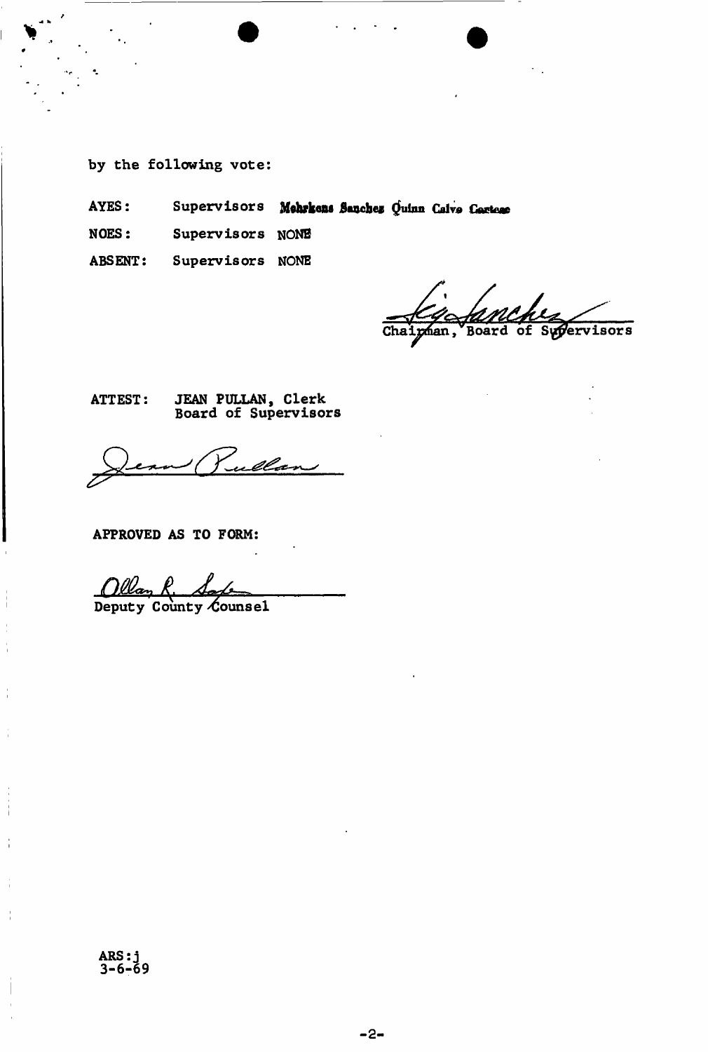by the following vote:

AYES: Supervisors Mehrkens Sanchez Quinn Calvo Cortese

NOES: Supervisors NONE

ABSENT: Supervisors NONE

Chairman, Board of Supervisors

ATTEST: JEAN PULLAN, Clerk
Board of Supervisors

APPROVED AS TO FORM:

Deputy County Counsel

ARS:j
3-6-69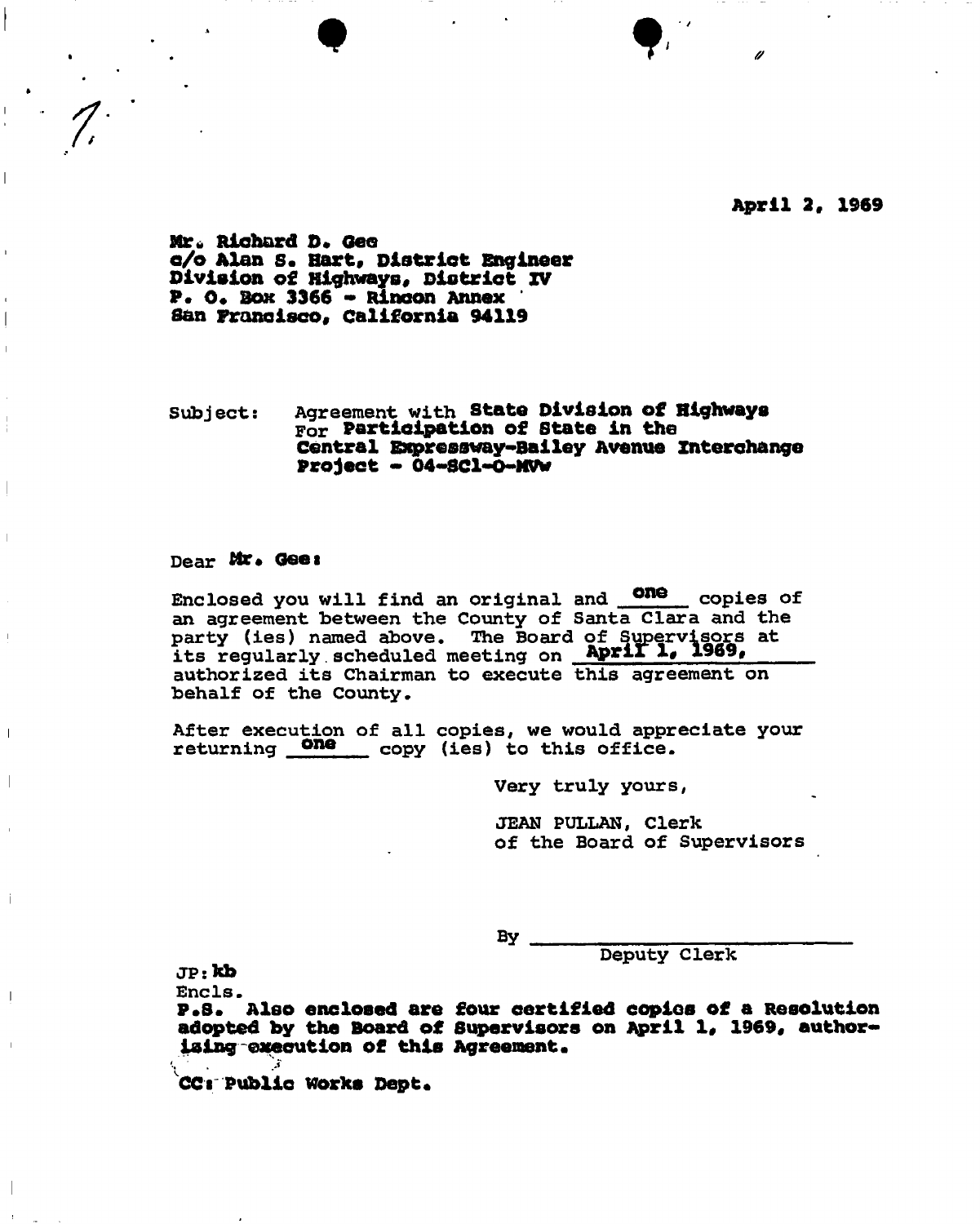April 2, 1969

Mr. Richard D. Gee
c/o Alan S. Hart, District Engineer
Division of Highways, District IV
P. O. Box 3366 - Rincon Annex
San Francisco, California 94119

Subject: Agreement with State Division of Highways For Participation of State in the Central Expressway-Bailey Avenue Interchange Project - 04-SCl-O-MVw

Dear Mr. Gee:

Enclosed you will find an original and one copies of an agreement between the County of Santa Clara and the party (ies) named above. The Board of Supervisors at its regularly scheduled meeting on April 1, 1969, authorized its Chairman to execute this agreement on behalf of the County.

After execution of all copies, we would appreciate your returning one copy (ies) to this office.

Very truly yours,

JEAN PULLAN, Clerk
of the Board of Supervisors

By ______________________
Deputy Clerk

JP:kb

Encls.

**P.S. Also enclosed are four certified copies of a Resolution adopted by the Board of Supervisors on April 1, 1969, authorizing execution of this Agreement.**

CC: Public Works Dept.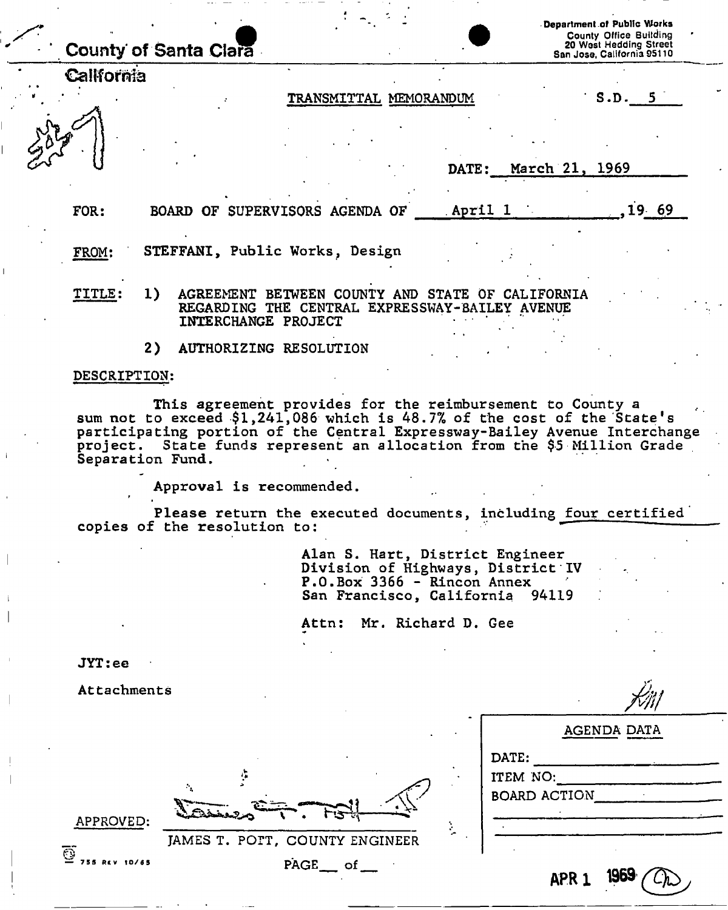County of Santa Clara

California

Department of Public Works
County Office Building
20 West Hedding Street
San Jose, California 95110

#7

TRANSMITTAL MEMORANDUM

S.D. 5

DATE: March 21, 1969

FOR: BOARD OF SUPERVISORS AGENDA OF April 1, 19 69

FROM: STEFFANI, Public Works, Design

TITLE:
1) AGREEMENT BETWEEN COUNTY AND STATE OF CALIFORNIA REGARDING THE CENTRAL EXPRESSWAY-BAILEY AVENUE INTERCHANGE PROJECT
2) AUTHORIZING RESOLUTION

DESCRIPTION:

This agreement provides for the reimbursement to County a sum not to exceed $1,241,086 which is 48.7% of the cost of the State's participating portion of the Central Expressway-Bailey Avenue Interchange project. State funds represent an allocation from the $5 Million Grade Separation Fund.

Approval is recommended.

Please return the executed documents, including four certified copies of the resolution to:

Alan S. Hart, District Engineer
Division of Highways, District IV
P.O.Box 3366 - Rincon Annex
San Francisco, California 94119

Attn: Mr. Richard D. Gee

JYT:ee

Attachments

APPROVED: [signature]
JAMES T. POTT, COUNTY ENGINEER

PAGE __ of __

755 REV 10/65

| AGENDA DATA |
|---|
| DATE: |
| ITEM NO: |
| BOARD ACTION |

APR 1 1969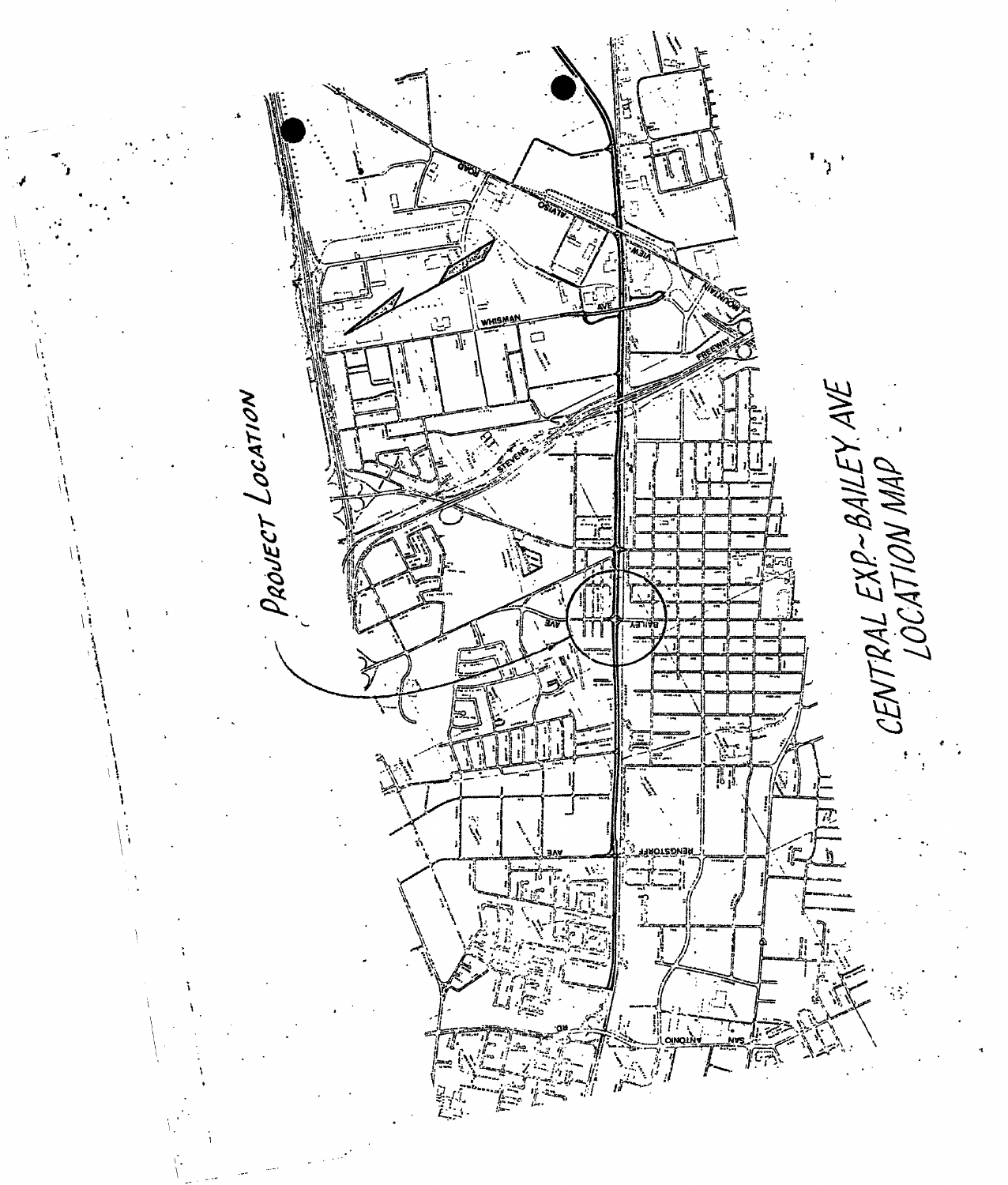PROJECT LOCATION

CENTRAL EXP.~BAILEY AVE
LOCATION MAP